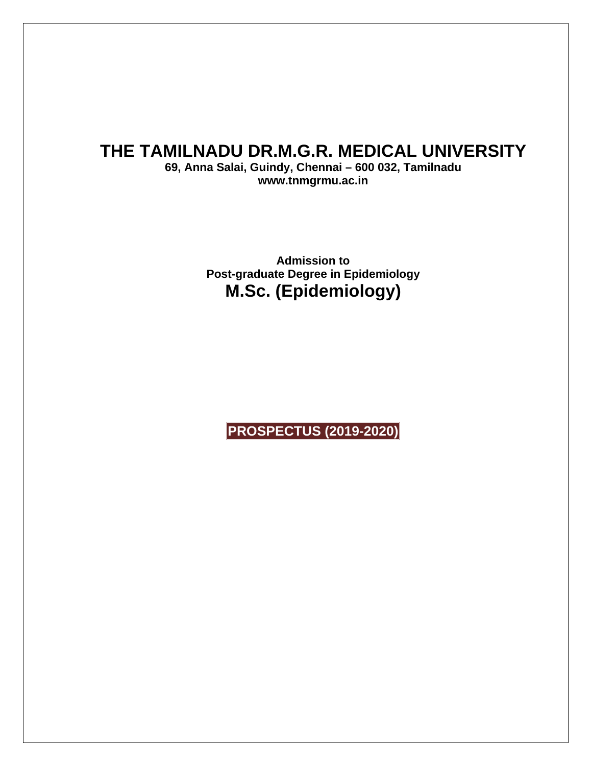# THE TAMILNADU DR.M.G.R. MEDICAL UNIVERSITY

**69, Anna Salai, Guindy, Chennai – 600 032, Tamilnadu**
**www.tnmgrmu.ac.in**

**Admission to**
**Post-graduate Degree in Epidemiology**

## M.Sc. (Epidemiology)

**PROSPECTUS (2019-2020)**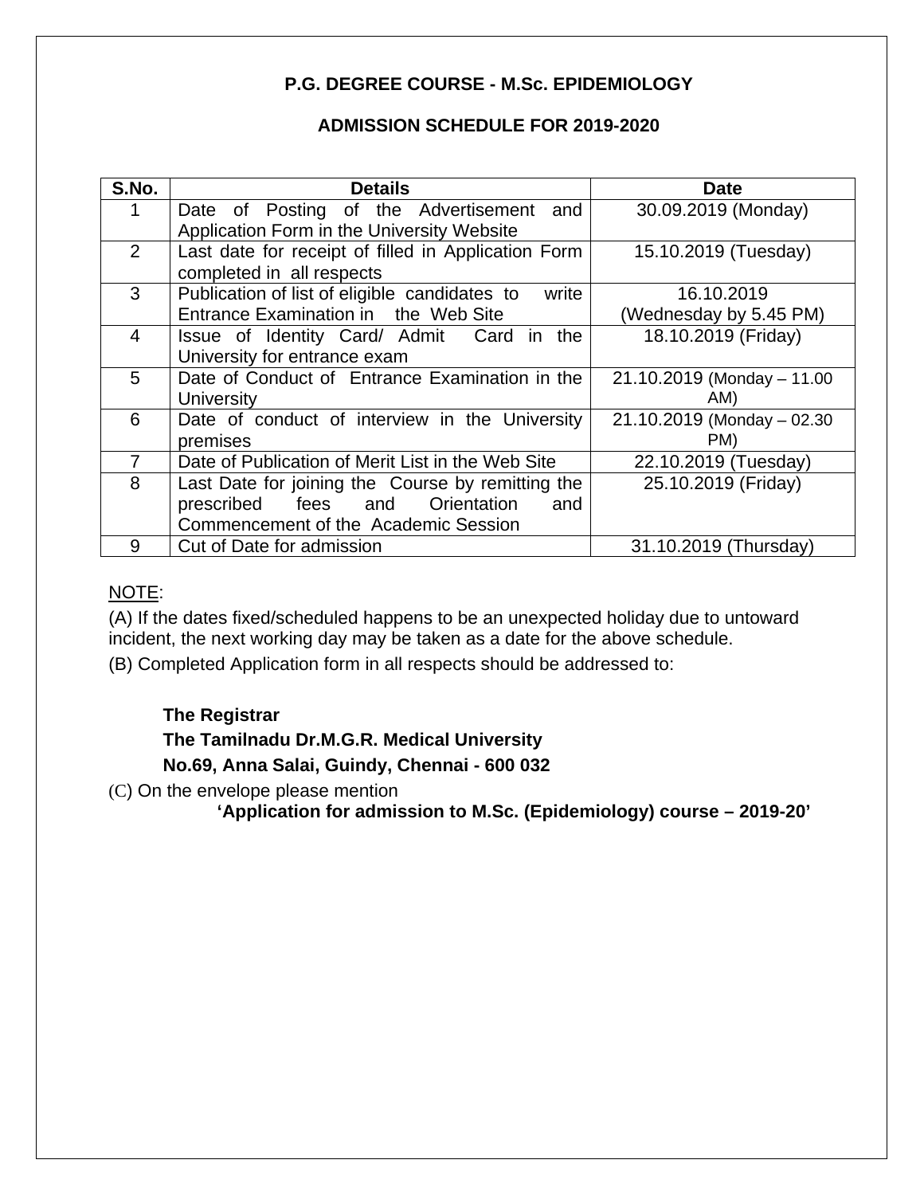**P.G. DEGREE COURSE - M.Sc. EPIDEMIOLOGY**

**ADMISSION SCHEDULE FOR 2019-2020**

| S.No. | Details | Date |
|---|---|---|
| 1 | Date of Posting of the Advertisement and Application Form in the University Website | 30.09.2019 (Monday) |
| 2 | Last date for receipt of filled in Application Form completed in all respects | 15.10.2019 (Tuesday) |
| 3 | Publication of list of eligible candidates to write Entrance Examination in the Web Site | 16.10.2019 (Wednesday by 5.45 PM) |
| 4 | Issue of Identity Card/ Admit Card in the University for entrance exam | 18.10.2019 (Friday) |
| 5 | Date of Conduct of Entrance Examination in the University | 21.10.2019 (Monday – 11.00 AM) |
| 6 | Date of conduct of interview in the University premises | 21.10.2019 (Monday – 02.30 PM) |
| 7 | Date of Publication of Merit List in the Web Site | 22.10.2019 (Tuesday) |
| 8 | Last Date for joining the Course by remitting the prescribed fees and Orientation and Commencement of the Academic Session | 25.10.2019 (Friday) |
| 9 | Cut of Date for admission | 31.10.2019 (Thursday) |

NOTE:

(A) If the dates fixed/scheduled happens to be an unexpected holiday due to untoward incident, the next working day may be taken as a date for the above schedule.

(B) Completed Application form in all respects should be addressed to:

**The Registrar**
**The Tamilnadu Dr.M.G.R. Medical University**
**No.69, Anna Salai, Guindy, Chennai - 600 032**

(C) On the envelope please mention

**'Application for admission to M.Sc. (Epidemiology) course – 2019-20'**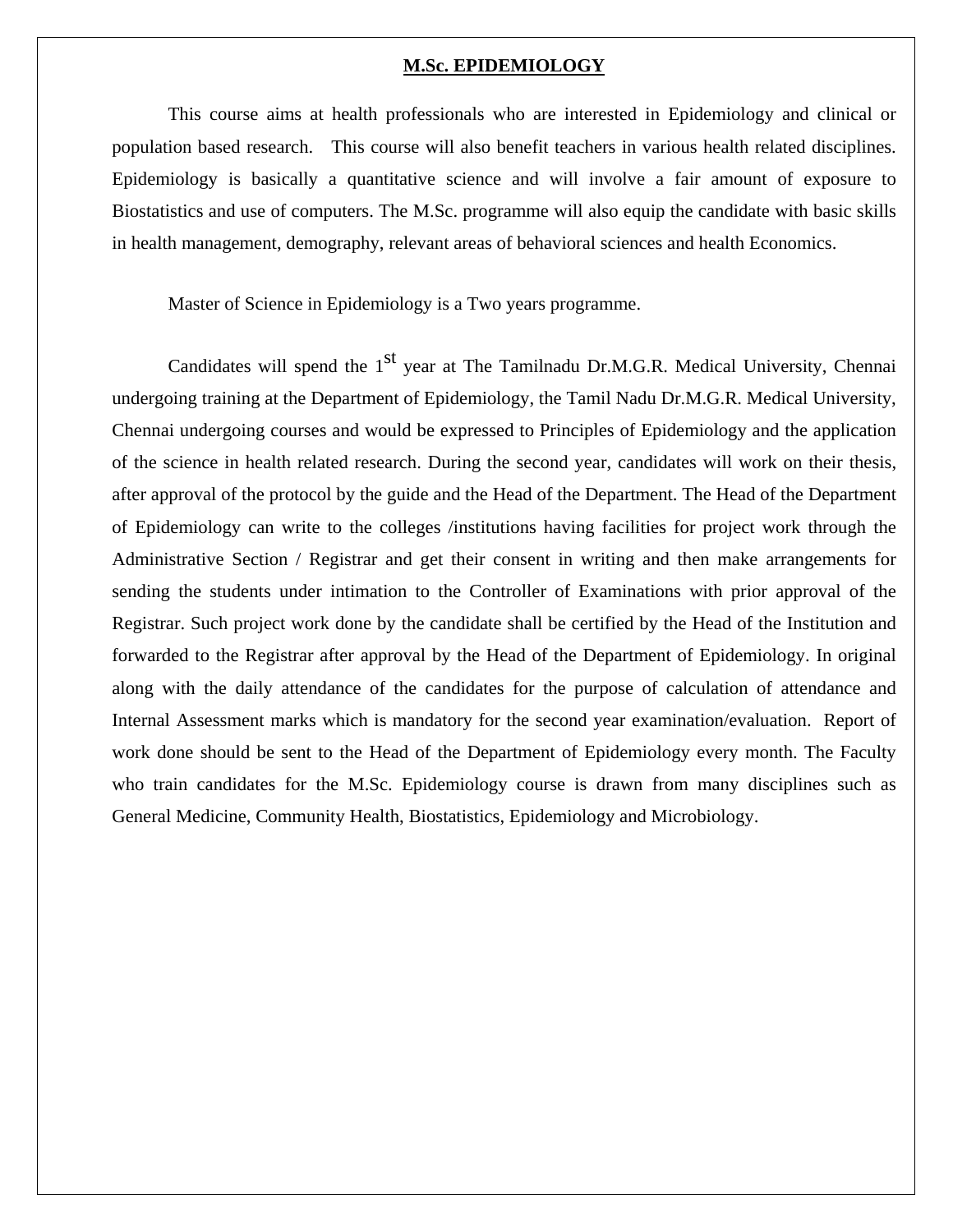# M.Sc. EPIDEMIOLOGY

This course aims at health professionals who are interested in Epidemiology and clinical or population based research. This course will also benefit teachers in various health related disciplines. Epidemiology is basically a quantitative science and will involve a fair amount of exposure to Biostatistics and use of computers. The M.Sc. programme will also equip the candidate with basic skills in health management, demography, relevant areas of behavioral sciences and health Economics.

Master of Science in Epidemiology is a Two years programme.

Candidates will spend the 1st year at The Tamilnadu Dr.M.G.R. Medical University, Chennai undergoing training at the Department of Epidemiology, the Tamil Nadu Dr.M.G.R. Medical University, Chennai undergoing courses and would be expressed to Principles of Epidemiology and the application of the science in health related research. During the second year, candidates will work on their thesis, after approval of the protocol by the guide and the Head of the Department. The Head of the Department of Epidemiology can write to the colleges /institutions having facilities for project work through the Administrative Section / Registrar and get their consent in writing and then make arrangements for sending the students under intimation to the Controller of Examinations with prior approval of the Registrar. Such project work done by the candidate shall be certified by the Head of the Institution and forwarded to the Registrar after approval by the Head of the Department of Epidemiology. In original along with the daily attendance of the candidates for the purpose of calculation of attendance and Internal Assessment marks which is mandatory for the second year examination/evaluation. Report of work done should be sent to the Head of the Department of Epidemiology every month. The Faculty who train candidates for the M.Sc. Epidemiology course is drawn from many disciplines such as General Medicine, Community Health, Biostatistics, Epidemiology and Microbiology.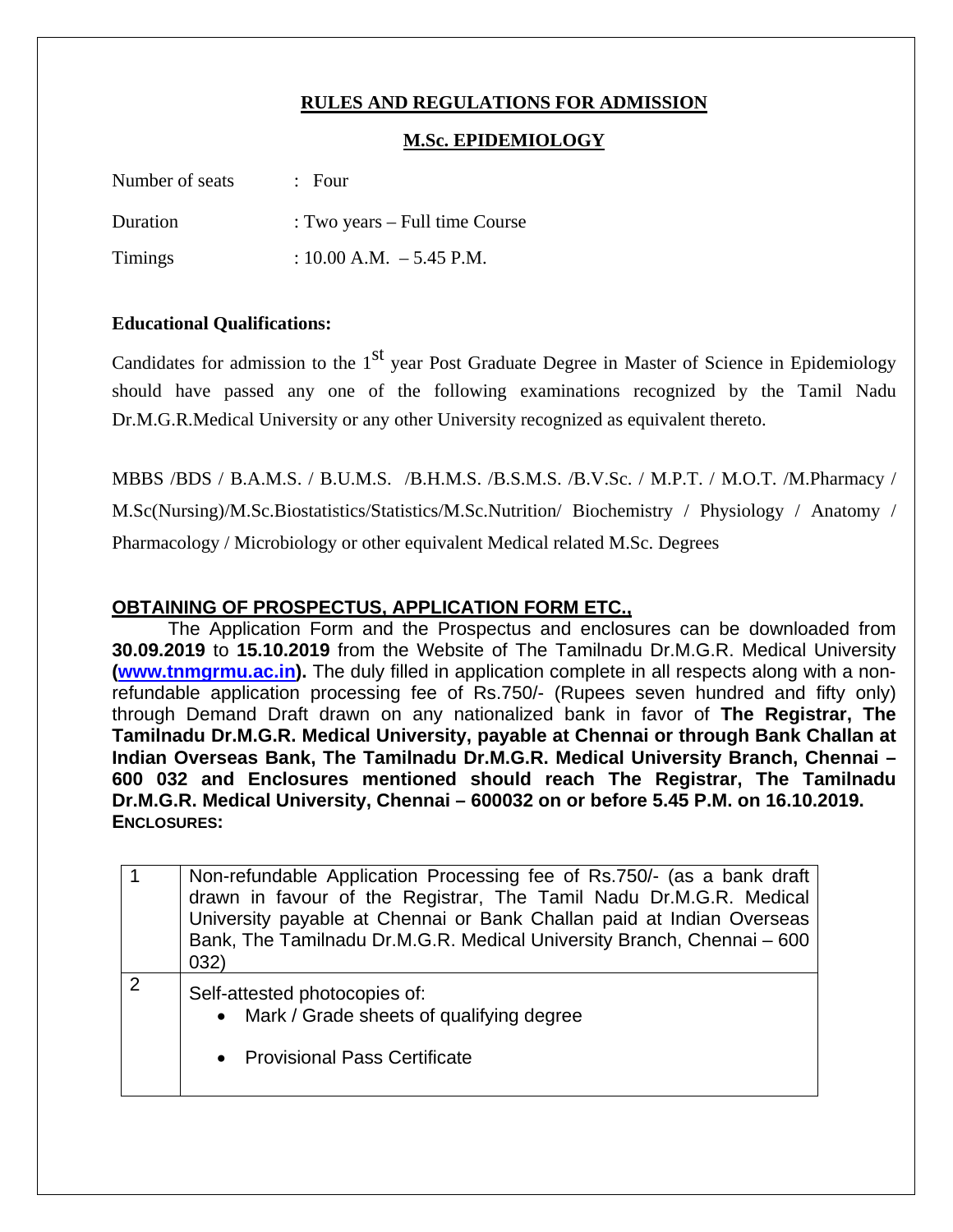## RULES AND REGULATIONS FOR ADMISSION

## M.Sc. EPIDEMIOLOGY

Number of seats : Four

Duration : Two years – Full time Course

Timings : 10.00 A.M. – 5.45 P.M.

**Educational Qualifications:**

Candidates for admission to the 1st year Post Graduate Degree in Master of Science in Epidemiology should have passed any one of the following examinations recognized by the Tamil Nadu Dr.M.G.R.Medical University or any other University recognized as equivalent thereto.

MBBS /BDS / B.A.M.S. / B.U.M.S. /B.H.M.S. /B.S.M.S. /B.V.Sc. / M.P.T. / M.O.T. /M.Pharmacy / M.Sc(Nursing)/M.Sc.Biostatistics/Statistics/M.Sc.Nutrition/ Biochemistry / Physiology / Anatomy / Pharmacology / Microbiology or other equivalent Medical related M.Sc. Degrees

**OBTAINING OF PROSPECTUS, APPLICATION FORM ETC.,**

The Application Form and the Prospectus and enclosures can be downloaded from **30.09.2019** to **15.10.2019** from the Website of The Tamilnadu Dr.M.G.R. Medical University **(www.tnmgrmu.ac.in).** The duly filled in application complete in all respects along with a non-refundable application processing fee of Rs.750/- (Rupees seven hundred and fifty only) through Demand Draft drawn on any nationalized bank in favor of **The Registrar, The Tamilnadu Dr.M.G.R. Medical University, payable at Chennai or through Bank Challan at Indian Overseas Bank, The Tamilnadu Dr.M.G.R. Medical University Branch, Chennai – 600 032 and Enclosures mentioned should reach The Registrar, The Tamilnadu Dr.M.G.R. Medical University, Chennai – 600032 on or before 5.45 P.M. on 16.10.2019.**

**ENCLOSURES:**

| | |
|---|---|
| 1 | Non-refundable Application Processing fee of Rs.750/- (as a bank draft drawn in favour of the Registrar, The Tamil Nadu Dr.M.G.R. Medical University payable at Chennai or Bank Challan paid at Indian Overseas Bank, The Tamilnadu Dr.M.G.R. Medical University Branch, Chennai – 600 032) |
| 2 | Self-attested photocopies of:<br>• Mark / Grade sheets of qualifying degree<br>• Provisional Pass Certificate |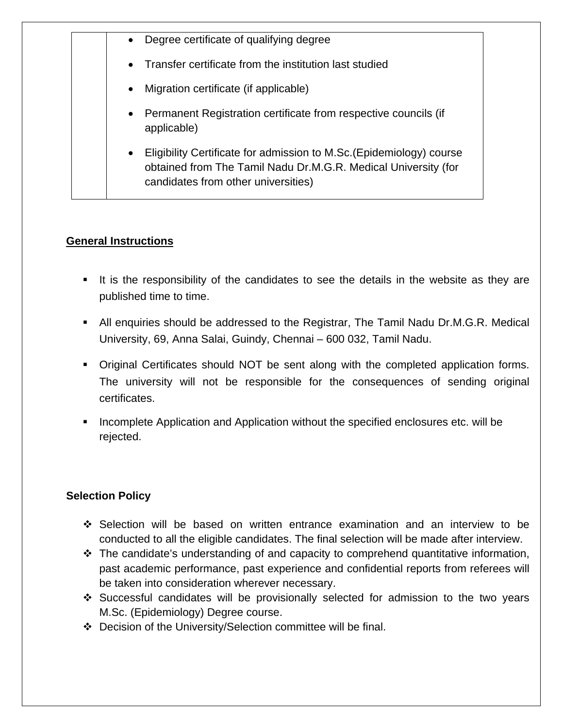| | |
|---|---|
| | • Degree certificate of qualifying degree<br>• Transfer certificate from the institution last studied<br>• Migration certificate (if applicable)<br>• Permanent Registration certificate from respective councils (if applicable)<br>• Eligibility Certificate for admission to M.Sc.(Epidemiology) course obtained from The Tamil Nadu Dr.M.G.R. Medical University (for candidates from other universities) |

## General Instructions

- It is the responsibility of the candidates to see the details in the website as they are published time to time.
- All enquiries should be addressed to the Registrar, The Tamil Nadu Dr.M.G.R. Medical University, 69, Anna Salai, Guindy, Chennai – 600 032, Tamil Nadu.
- Original Certificates should NOT be sent along with the completed application forms. The university will not be responsible for the consequences of sending original certificates.
- Incomplete Application and Application without the specified enclosures etc. will be rejected.

## Selection Policy

- Selection will be based on written entrance examination and an interview to be conducted to all the eligible candidates. The final selection will be made after interview.
- The candidate's understanding of and capacity to comprehend quantitative information, past academic performance, past experience and confidential reports from referees will be taken into consideration wherever necessary.
- Successful candidates will be provisionally selected for admission to the two years M.Sc. (Epidemiology) Degree course.
- Decision of the University/Selection committee will be final.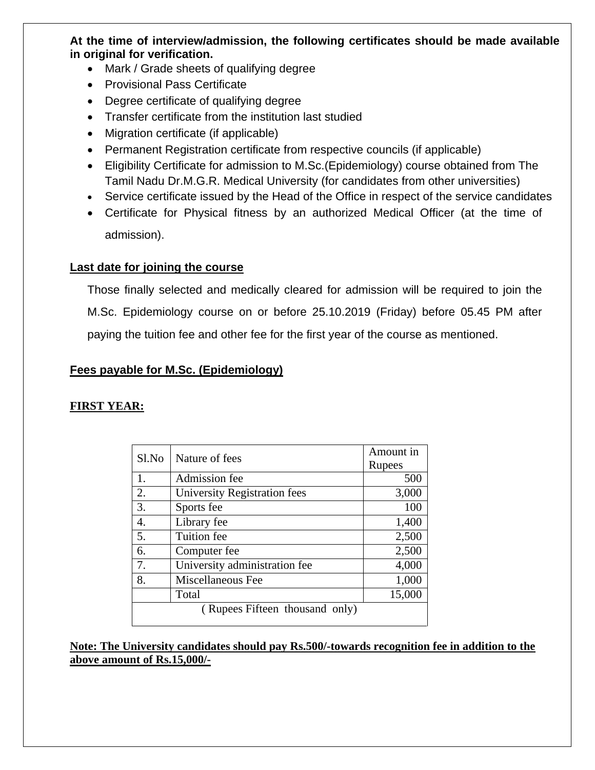**At the time of interview/admission, the following certificates should be made available in original for verification.**

- Mark / Grade sheets of qualifying degree
- Provisional Pass Certificate
- Degree certificate of qualifying degree
- Transfer certificate from the institution last studied
- Migration certificate (if applicable)
- Permanent Registration certificate from respective councils (if applicable)
- Eligibility Certificate for admission to M.Sc.(Epidemiology) course obtained from The Tamil Nadu Dr.M.G.R. Medical University (for candidates from other universities)
- Service certificate issued by the Head of the Office in respect of the service candidates
- Certificate for Physical fitness by an authorized Medical Officer (at the time of admission).

**Last date for joining the course**

Those finally selected and medically cleared for admission will be required to join the M.Sc. Epidemiology course on or before 25.10.2019 (Friday) before 05.45 PM after paying the tuition fee and other fee for the first year of the course as mentioned.

**Fees payable for M.Sc. (Epidemiology)**

**FIRST YEAR:**

| Sl.No | Nature of fees | Amount in Rupees |
|---|---|---|
| 1. | Admission fee | 500 |
| 2. | University Registration fees | 3,000 |
| 3. | Sports fee | 100 |
| 4. | Library fee | 1,400 |
| 5. | Tuition fee | 2,500 |
| 6. | Computer fee | 2,500 |
| 7. | University administration fee | 4,000 |
| 8. | Miscellaneous Fee | 1,000 |
| | Total | 15,000 |
| ( Rupees Fifteen thousand only) | | |

**Note: The University candidates should pay Rs.500/-towards recognition fee in addition to the above amount of Rs.15,000/-**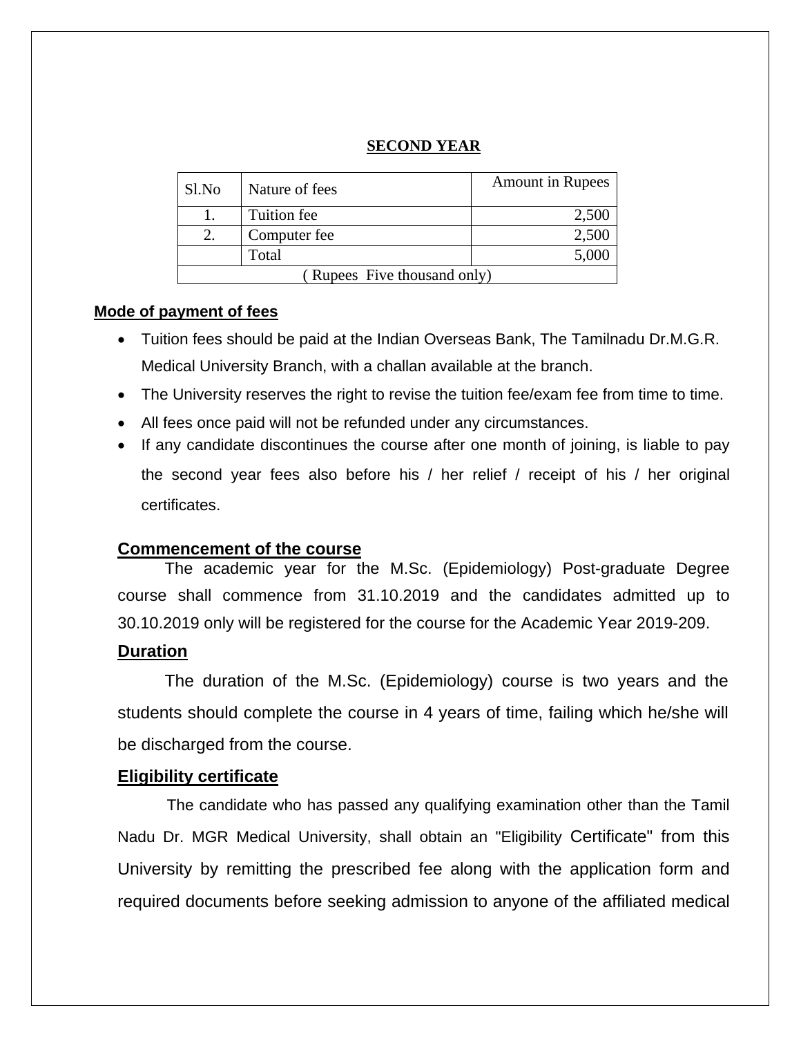## SECOND YEAR

| Sl.No | Nature of fees | Amount in Rupees |
|---|---|---|
| 1. | Tuition fee | 2,500 |
| 2. | Computer fee | 2,500 |
| | Total | 5,000 |
| ( Rupees Five thousand only) | | |

### Mode of payment of fees

- Tuition fees should be paid at the Indian Overseas Bank, The Tamilnadu Dr.M.G.R. Medical University Branch, with a challan available at the branch.
- The University reserves the right to revise the tuition fee/exam fee from time to time.
- All fees once paid will not be refunded under any circumstances.
- If any candidate discontinues the course after one month of joining, is liable to pay the second year fees also before his / her relief / receipt of his / her original certificates.

### Commencement of the course

The academic year for the M.Sc. (Epidemiology) Post-graduate Degree course shall commence from 31.10.2019 and the candidates admitted up to 30.10.2019 only will be registered for the course for the Academic Year 2019-209.

### Duration

The duration of the M.Sc. (Epidemiology) course is two years and the students should complete the course in 4 years of time, failing which he/she will be discharged from the course.

### Eligibility certificate

The candidate who has passed any qualifying examination other than the Tamil Nadu Dr. MGR Medical University, shall obtain an "Eligibility Certificate" from this University by remitting the prescribed fee along with the application form and required documents before seeking admission to anyone of the affiliated medical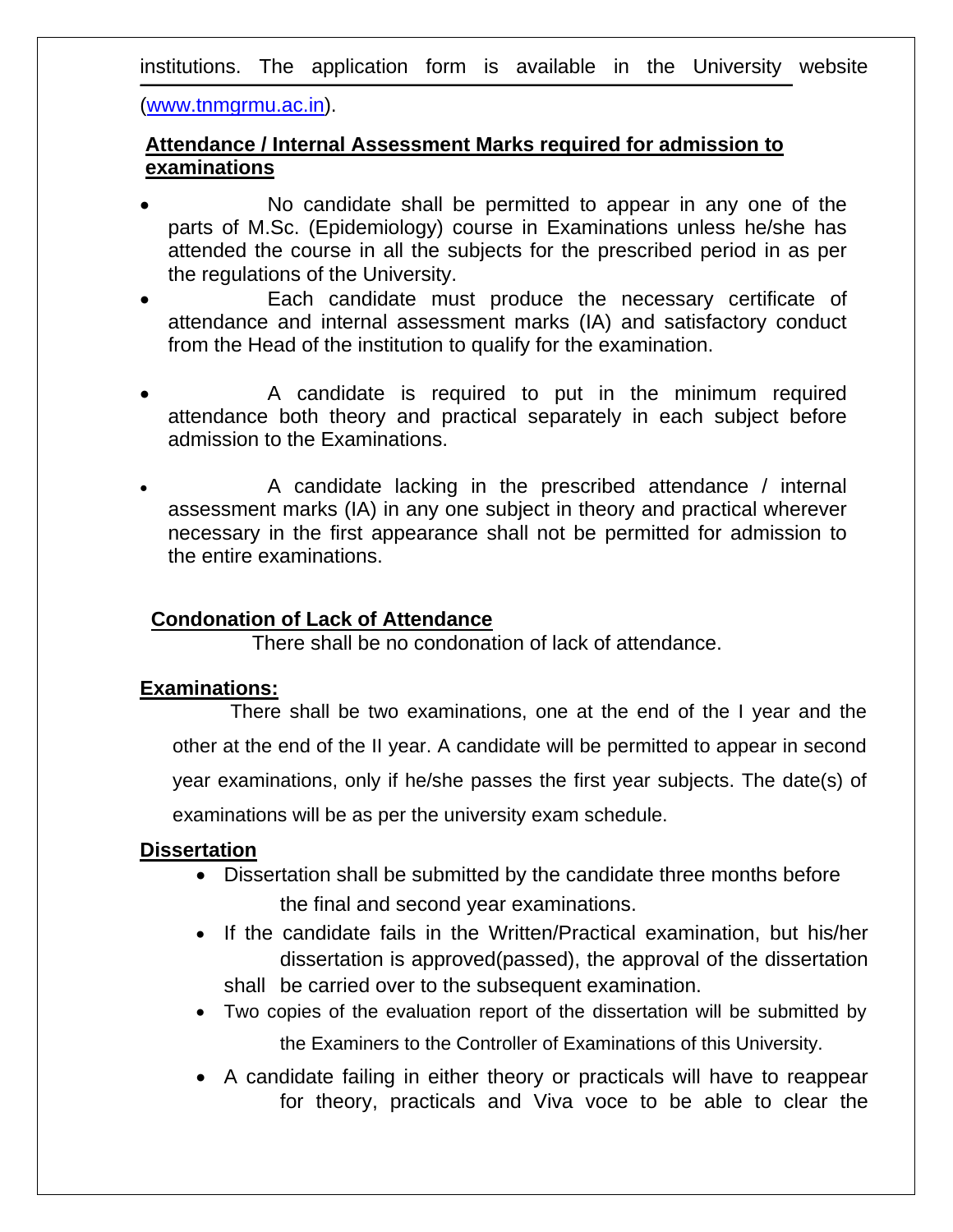institutions. The application form is available in the University website (www.tnmgrmu.ac.in).

**Attendance / Internal Assessment Marks required for admission to examinations**

- No candidate shall be permitted to appear in any one of the parts of M.Sc. (Epidemiology) course in Examinations unless he/she has attended the course in all the subjects for the prescribed period in as per the regulations of the University.
- Each candidate must produce the necessary certificate of attendance and internal assessment marks (IA) and satisfactory conduct from the Head of the institution to qualify for the examination.
- A candidate is required to put in the minimum required attendance both theory and practical separately in each subject before admission to the Examinations.
- A candidate lacking in the prescribed attendance / internal assessment marks (IA) in any one subject in theory and practical wherever necessary in the first appearance shall not be permitted for admission to the entire examinations.

**Condonation of Lack of Attendance**

There shall be no condonation of lack of attendance.

**Examinations:**

There shall be two examinations, one at the end of the I year and the other at the end of the II year. A candidate will be permitted to appear in second year examinations, only if he/she passes the first year subjects. The date(s) of examinations will be as per the university exam schedule.

**Dissertation**

- Dissertation shall be submitted by the candidate three months before the final and second year examinations.
- If the candidate fails in the Written/Practical examination, but his/her dissertation is approved(passed), the approval of the dissertation shall be carried over to the subsequent examination.
- Two copies of the evaluation report of the dissertation will be submitted by the Examiners to the Controller of Examinations of this University.
- A candidate failing in either theory or practicals will have to reappear for theory, practicals and Viva voce to be able to clear the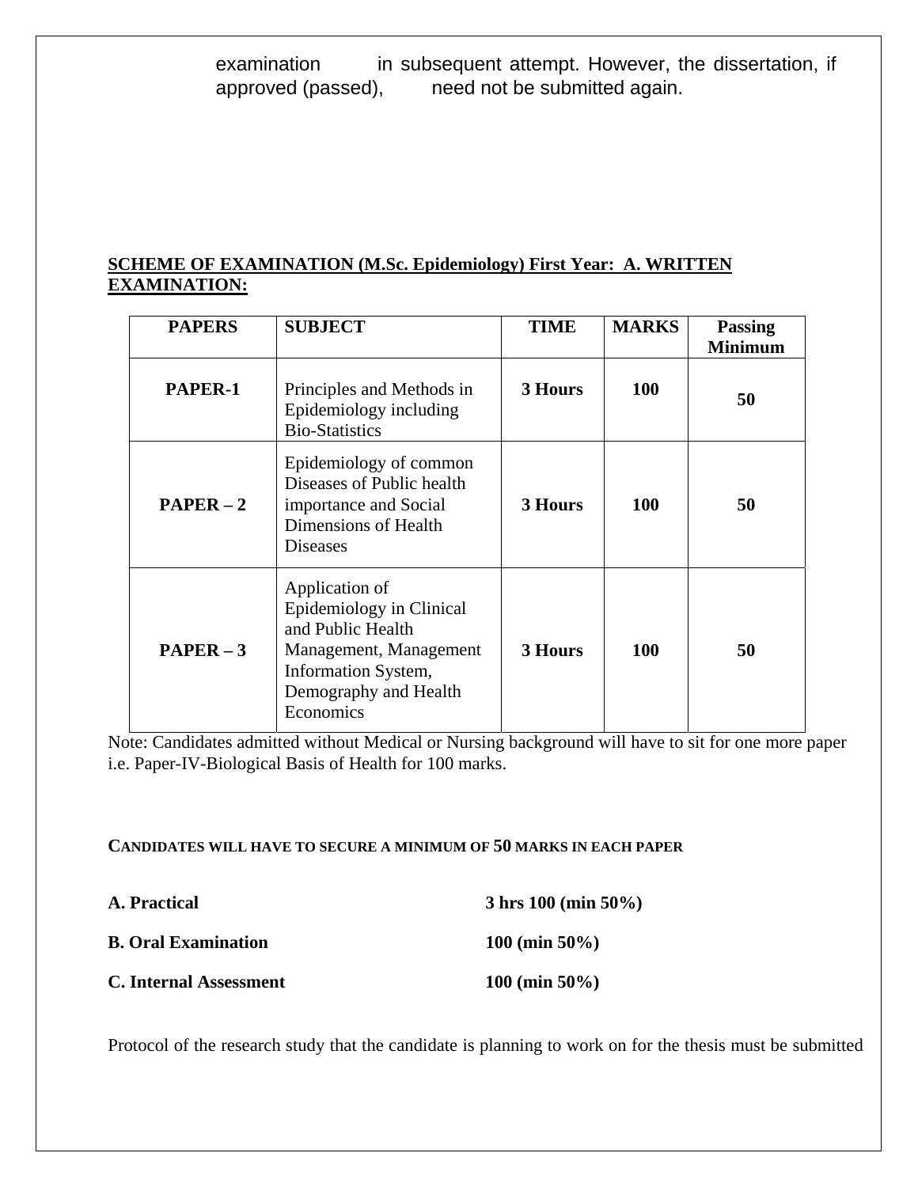examination in subsequent attempt. However, the dissertation, if approved (passed), need not be submitted again.

**SCHEME OF EXAMINATION (M.Sc. Epidemiology) First Year: A. WRITTEN EXAMINATION:**

| PAPERS | SUBJECT | TIME | MARKS | Passing Minimum |
|---|---|---|---|---|
| **PAPER-1** | Principles and Methods in Epidemiology including Bio-Statistics | **3 Hours** | **100** | **50** |
| **PAPER – 2** | Epidemiology of common Diseases of Public health importance and Social Dimensions of Health Diseases | **3 Hours** | **100** | **50** |
| **PAPER – 3** | Application of Epidemiology in Clinical and Public Health Management, Management Information System, Demography and Health Economics | **3 Hours** | **100** | **50** |

Note: Candidates admitted without Medical or Nursing background will have to sit for one more paper i.e. Paper-IV-Biological Basis of Health for 100 marks.

**CANDIDATES WILL HAVE TO SECURE A MINIMUM OF 50 MARKS IN EACH PAPER**

**A. Practical** **3 hrs 100 (min 50%)**

**B. Oral Examination** **100 (min 50%)**

**C. Internal Assessment** **100 (min 50%)**

Protocol of the research study that the candidate is planning to work on for the thesis must be submitted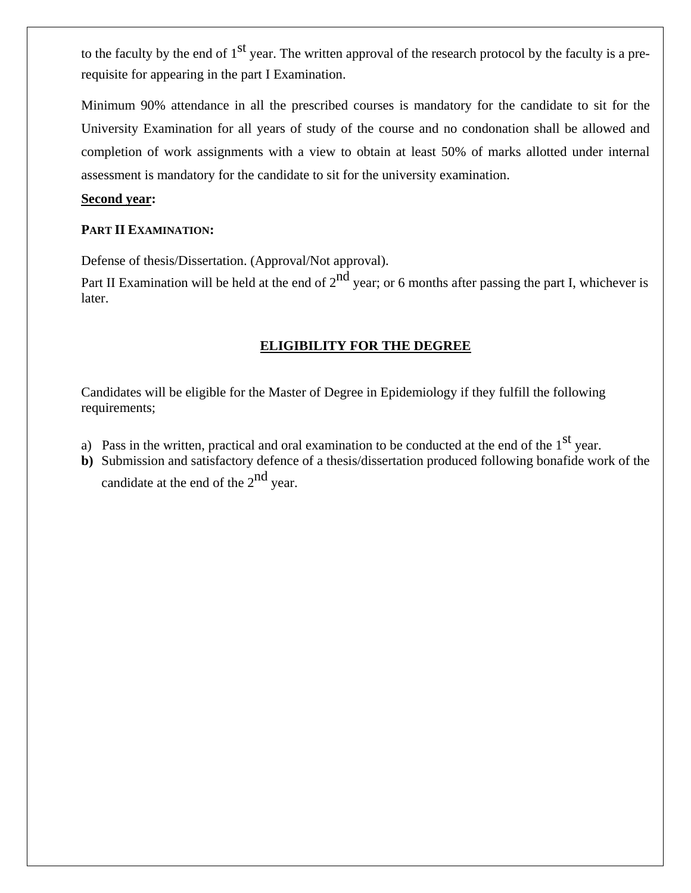to the faculty by the end of 1st year. The written approval of the research protocol by the faculty is a pre-requisite for appearing in the part I Examination.

Minimum 90% attendance in all the prescribed courses is mandatory for the candidate to sit for the University Examination for all years of study of the course and no condonation shall be allowed and completion of work assignments with a view to obtain at least 50% of marks allotted under internal assessment is mandatory for the candidate to sit for the university examination.

**Second year:**

**PART II EXAMINATION:**

Defense of thesis/Dissertation. (Approval/Not approval).

Part II Examination will be held at the end of 2nd year; or 6 months after passing the part I, whichever is later.

## ELIGIBILITY FOR THE DEGREE

Candidates will be eligible for the Master of Degree in Epidemiology if they fulfill the following requirements;

a) Pass in the written, practical and oral examination to be conducted at the end of the 1st year.

**b)** Submission and satisfactory defence of a thesis/dissertation produced following bonafide work of the candidate at the end of the 2nd year.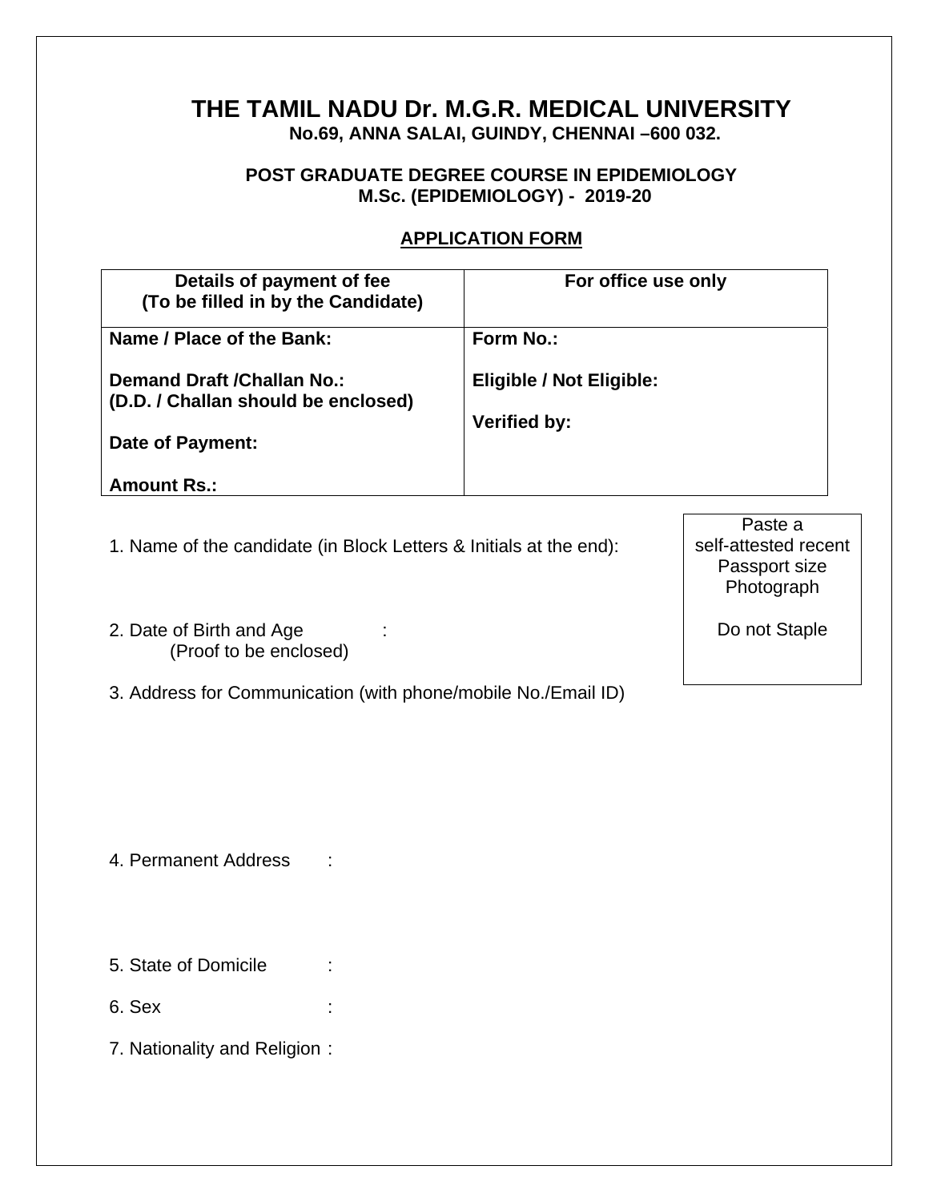# THE TAMIL NADU Dr. M.G.R. MEDICAL UNIVERSITY

**No.69, ANNA SALAI, GUINDY, CHENNAI –600 032.**

**POST GRADUATE DEGREE COURSE IN EPIDEMIOLOGY**
**M.Sc. (EPIDEMIOLOGY) - 2019-20**

**APPLICATION FORM**

| **Details of payment of fee (To be filled in by the Candidate)** | **For office use only** |
|---|---|
| **Name / Place of the Bank:**<br><br>**Demand Draft /Challan No.:**<br>**(D.D. / Challan should be enclosed)**<br><br>**Date of Payment:**<br><br>**Amount Rs.:** | **Form No.:**<br><br>**Eligible / Not Eligible:**<br><br>**Verified by:** |

Paste a self-attested recent Passport size Photograph

Do not Staple

1. Name of the candidate (in Block Letters & Initials at the end):

2. Date of Birth and Age :
   (Proof to be enclosed)

3. Address for Communication (with phone/mobile No./Email ID)

4. Permanent Address :

5. State of Domicile :

6. Sex :

7. Nationality and Religion :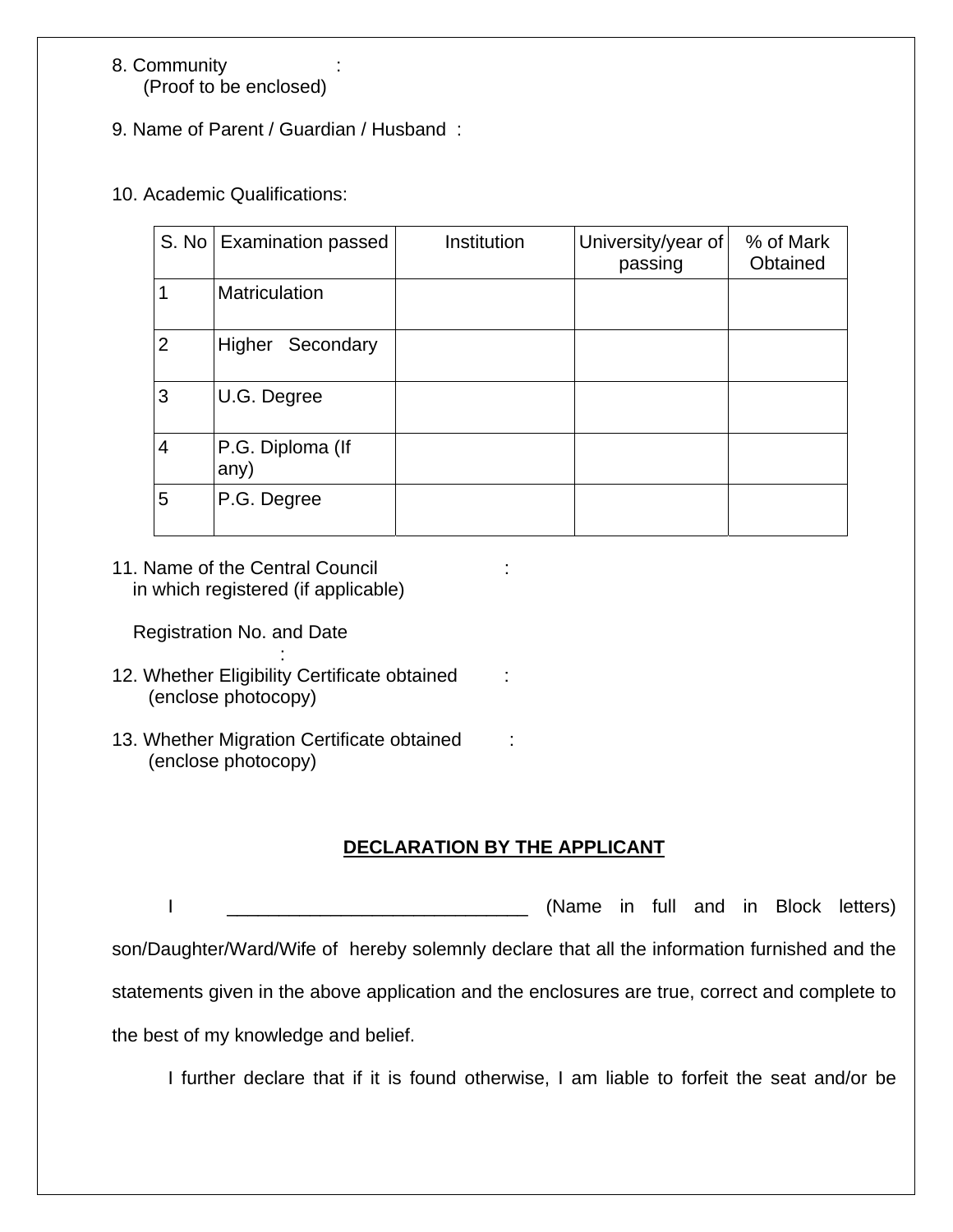8. Community :
(Proof to be enclosed)

9. Name of Parent / Guardian / Husband :

10. Academic Qualifications:

| S. No | Examination passed | Institution | University/year of passing | % of Mark Obtained |
|---|---|---|---|---|
| 1 | Matriculation | | | |
| 2 | Higher Secondary | | | |
| 3 | U.G. Degree | | | |
| 4 | P.G. Diploma (If any) | | | |
| 5 | P.G. Degree | | | |

11. Name of the Central Council :
in which registered (if applicable)

Registration No. and Date :

12. Whether Eligibility Certificate obtained :
(enclose photocopy)

13. Whether Migration Certificate obtained :
(enclose photocopy)

**DECLARATION BY THE APPLICANT**

I ______________________________ (Name in full and in Block letters) son/Daughter/Ward/Wife of hereby solemnly declare that all the information furnished and the statements given in the above application and the enclosures are true, correct and complete to the best of my knowledge and belief.

I further declare that if it is found otherwise, I am liable to forfeit the seat and/or be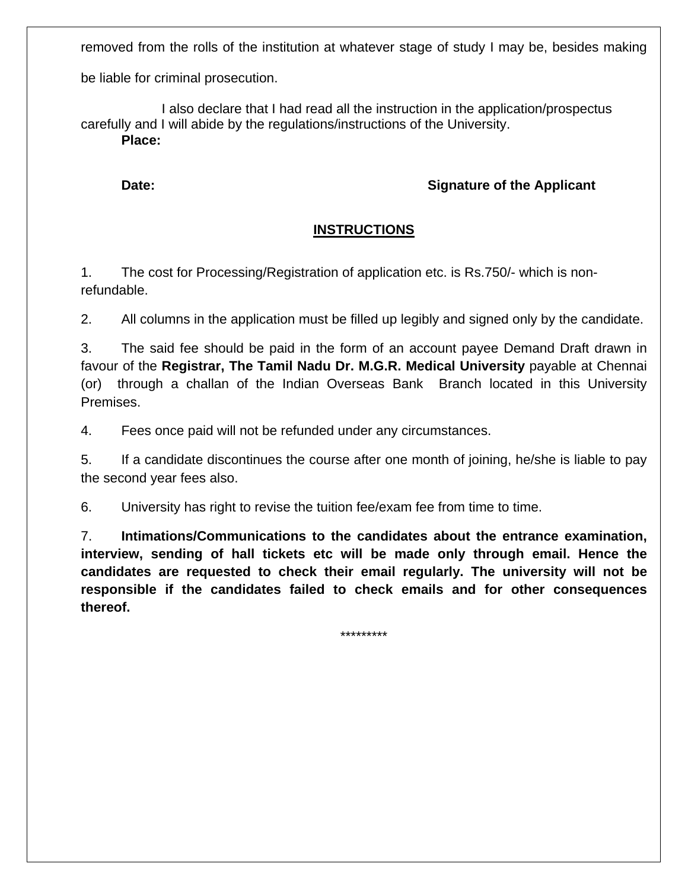removed from the rolls of the institution at whatever stage of study I may be, besides making be liable for criminal prosecution.

I also declare that I had read all the instruction in the application/prospectus carefully and I will abide by the regulations/instructions of the University.

**Place:**

**Date:** **Signature of the Applicant**

## INSTRUCTIONS

1. The cost for Processing/Registration of application etc. is Rs.750/- which is non-refundable.

2. All columns in the application must be filled up legibly and signed only by the candidate.

3. The said fee should be paid in the form of an account payee Demand Draft drawn in favour of the **Registrar, The Tamil Nadu Dr. M.G.R. Medical University** payable at Chennai (or) through a challan of the Indian Overseas Bank Branch located in this University Premises.

4. Fees once paid will not be refunded under any circumstances.

5. If a candidate discontinues the course after one month of joining, he/she is liable to pay the second year fees also.

6. University has right to revise the tuition fee/exam fee from time to time.

7. **Intimations/Communications to the candidates about the entrance examination, interview, sending of hall tickets etc will be made only through email. Hence the candidates are requested to check their email regularly. The university will not be responsible if the candidates failed to check emails and for other consequences thereof.**

*********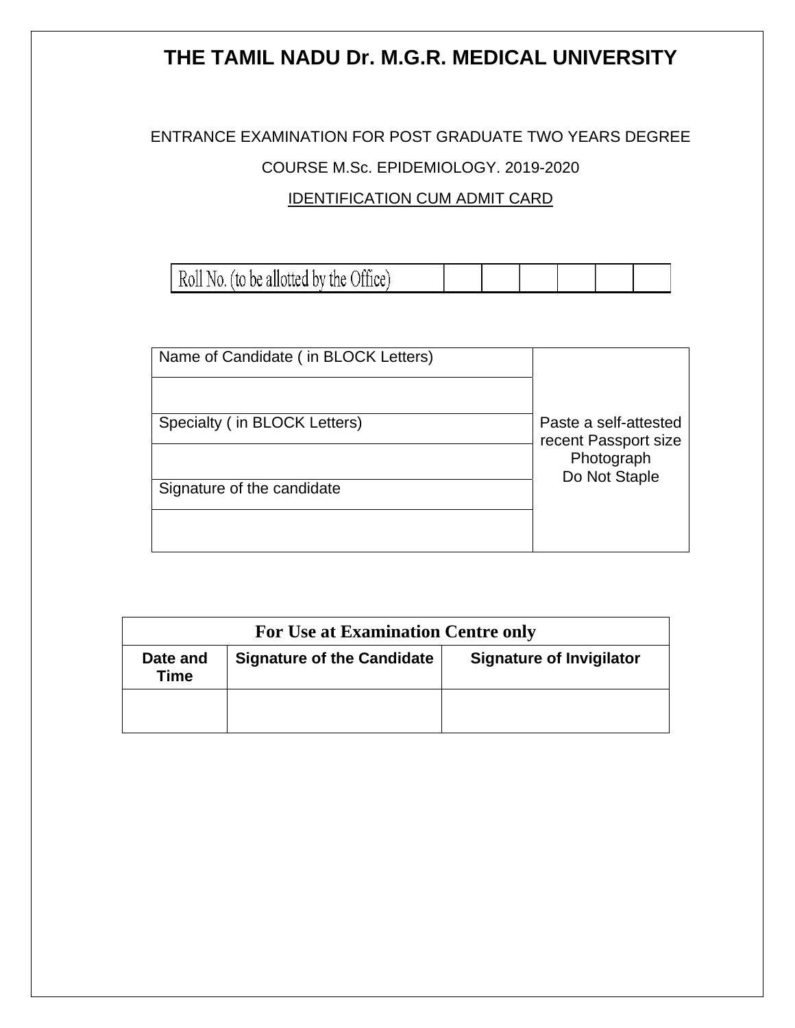# THE TAMIL NADU Dr. M.G.R. MEDICAL UNIVERSITY

ENTRANCE EXAMINATION FOR POST GRADUATE TWO YEARS DEGREE

COURSE M.Sc. EPIDEMIOLOGY. 2019-2020

IDENTIFICATION CUM ADMIT CARD

| Roll No. (to be allotted by the Office) | | | | | | |
|---|---|---|---|---|---|---|

| | |
|---|---|
| Name of Candidate ( in BLOCK Letters) | Paste a self-attested recent Passport size Photograph Do Not Staple |
| | |
| Specialty ( in BLOCK Letters) | |
| | |
| Signature of the candidate | |
| | |

| For Use at Examination Centre only | | |
|---|---|---|
| **Date and Time** | **Signature of the Candidate** | **Signature of Invigilator** |
| | | |